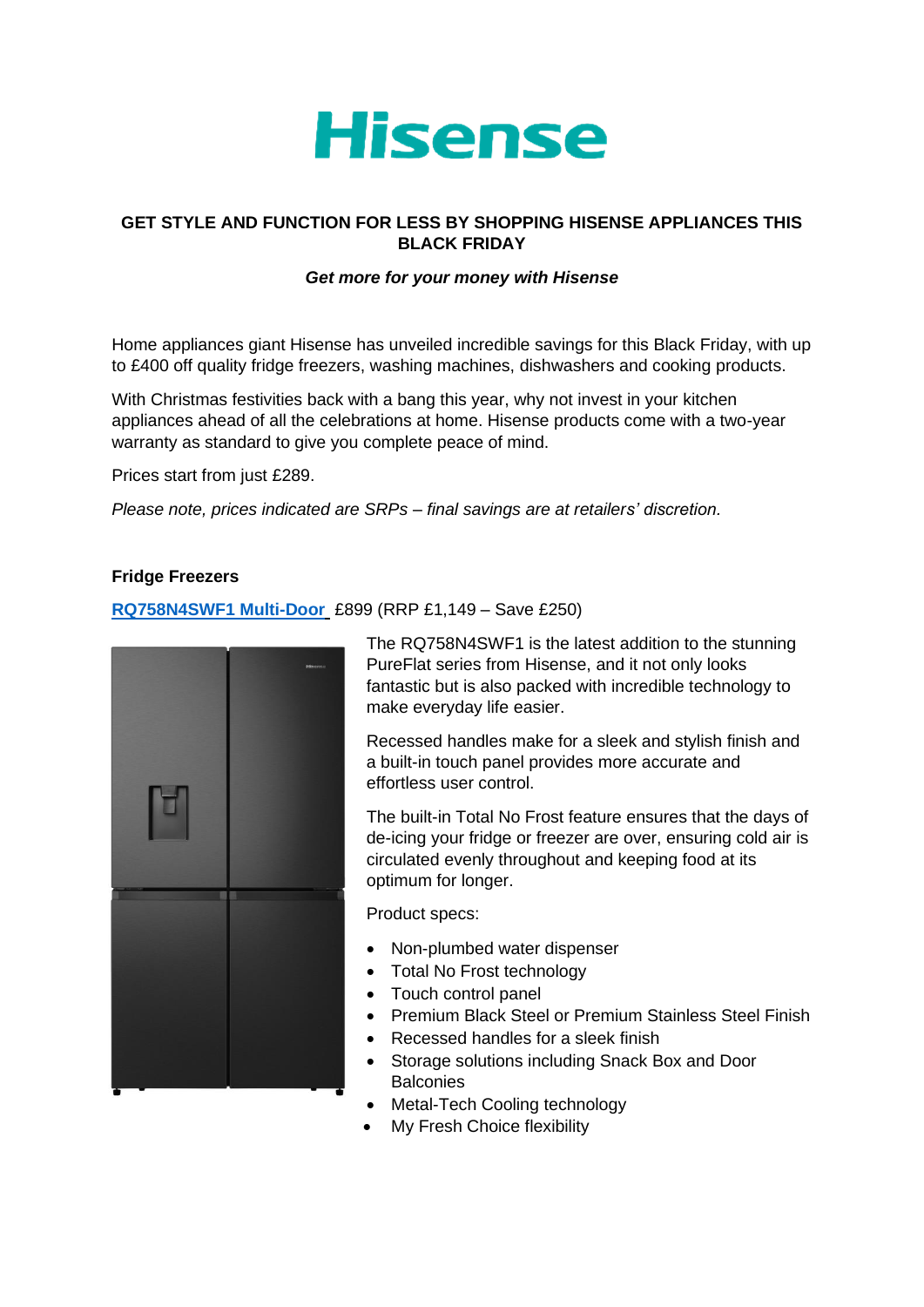Hisense

# GET STYLE AND FUNCTION FOR LESS BY SHOPPING HISENSE APPLIANCES THIS BLACK FRIDAY

***Get more for your money with Hisense***

Home appliances giant Hisense has unveiled incredible savings for this Black Friday, with up to £400 off quality fridge freezers, washing machines, dishwashers and cooking products.

With Christmas festivities back with a bang this year, why not invest in your kitchen appliances ahead of all the celebrations at home. Hisense products come with a two-year warranty as standard to give you complete peace of mind.

Prices start from just £289.

*Please note, prices indicated are SRPs – final savings are at retailers' discretion.*

## Fridge Freezers

**RQ758N4SWF1 Multi-Door** £899 (RRP £1,149 – Save £250)

The RQ758N4SWF1 is the latest addition to the stunning PureFlat series from Hisense, and it not only looks fantastic but is also packed with incredible technology to make everyday life easier.

Recessed handles make for a sleek and stylish finish and a built-in touch panel provides more accurate and effortless user control.

The built-in Total No Frost feature ensures that the days of de-icing your fridge or freezer are over, ensuring cold air is circulated evenly throughout and keeping food at its optimum for longer.

Product specs:

- Non-plumbed water dispenser
- Total No Frost technology
- Touch control panel
- Premium Black Steel or Premium Stainless Steel Finish
- Recessed handles for a sleek finish
- Storage solutions including Snack Box and Door Balconies
- Metal-Tech Cooling technology
- My Fresh Choice flexibility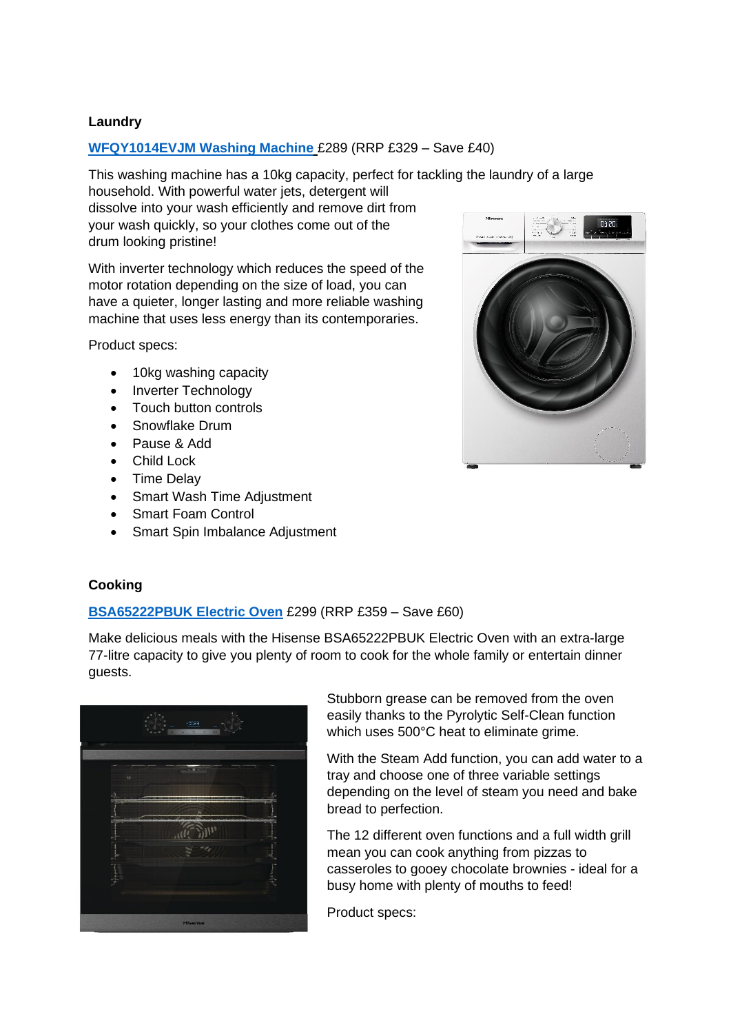**Laundry**

**WFQY1014EVJM Washing Machine** £289 (RRP £329 – Save £40)

This washing machine has a 10kg capacity, perfect for tackling the laundry of a large household. With powerful water jets, detergent will dissolve into your wash efficiently and remove dirt from your wash quickly, so your clothes come out of the drum looking pristine!

With inverter technology which reduces the speed of the motor rotation depending on the size of load, you can have a quieter, longer lasting and more reliable washing machine that uses less energy than its contemporaries.

Product specs:

- 10kg washing capacity
- Inverter Technology
- Touch button controls
- Snowflake Drum
- Pause & Add
- Child Lock
- Time Delay
- Smart Wash Time Adjustment
- Smart Foam Control
- Smart Spin Imbalance Adjustment

**Cooking**

**BSA65222PBUK Electric Oven** £299 (RRP £359 – Save £60)

Make delicious meals with the Hisense BSA65222PBUK Electric Oven with an extra-large 77-litre capacity to give you plenty of room to cook for the whole family or entertain dinner guests.

Stubborn grease can be removed from the oven easily thanks to the Pyrolytic Self-Clean function which uses 500°C heat to eliminate grime.

With the Steam Add function, you can add water to a tray and choose one of three variable settings depending on the level of steam you need and bake bread to perfection.

The 12 different oven functions and a full width grill mean you can cook anything from pizzas to casseroles to gooey chocolate brownies - ideal for a busy home with plenty of mouths to feed!

Product specs: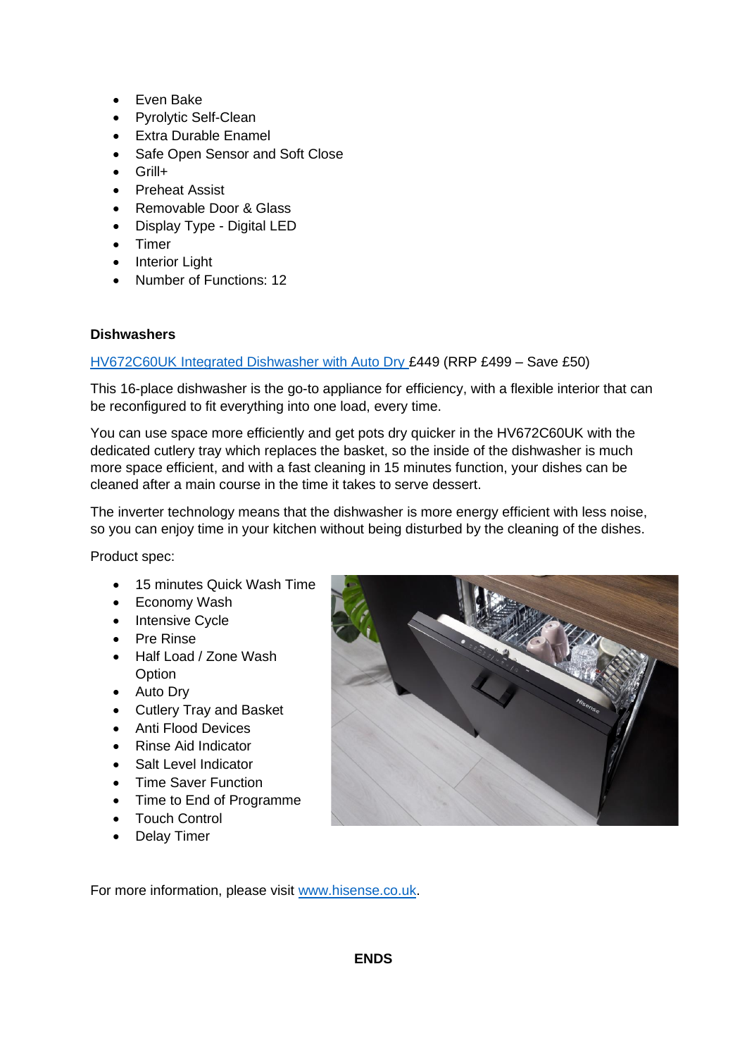- Even Bake
- Pyrolytic Self-Clean
- Extra Durable Enamel
- Safe Open Sensor and Soft Close
- Grill+
- Preheat Assist
- Removable Door & Glass
- Display Type - Digital LED
- Timer
- Interior Light
- Number of Functions: 12

**Dishwashers**

HV672C60UK Integrated Dishwasher with Auto Dry £449 (RRP £499 – Save £50)

This 16-place dishwasher is the go-to appliance for efficiency, with a flexible interior that can be reconfigured to fit everything into one load, every time.

You can use space more efficiently and get pots dry quicker in the HV672C60UK with the dedicated cutlery tray which replaces the basket, so the inside of the dishwasher is much more space efficient, and with a fast cleaning in 15 minutes function, your dishes can be cleaned after a main course in the time it takes to serve dessert.

The inverter technology means that the dishwasher is more energy efficient with less noise, so you can enjoy time in your kitchen without being disturbed by the cleaning of the dishes.

Product spec:

- 15 minutes Quick Wash Time
- Economy Wash
- Intensive Cycle
- Pre Rinse
- Half Load / Zone Wash Option
- Auto Dry
- Cutlery Tray and Basket
- Anti Flood Devices
- Rinse Aid Indicator
- Salt Level Indicator
- Time Saver Function
- Time to End of Programme
- Touch Control
- Delay Timer

For more information, please visit www.hisense.co.uk.

**ENDS**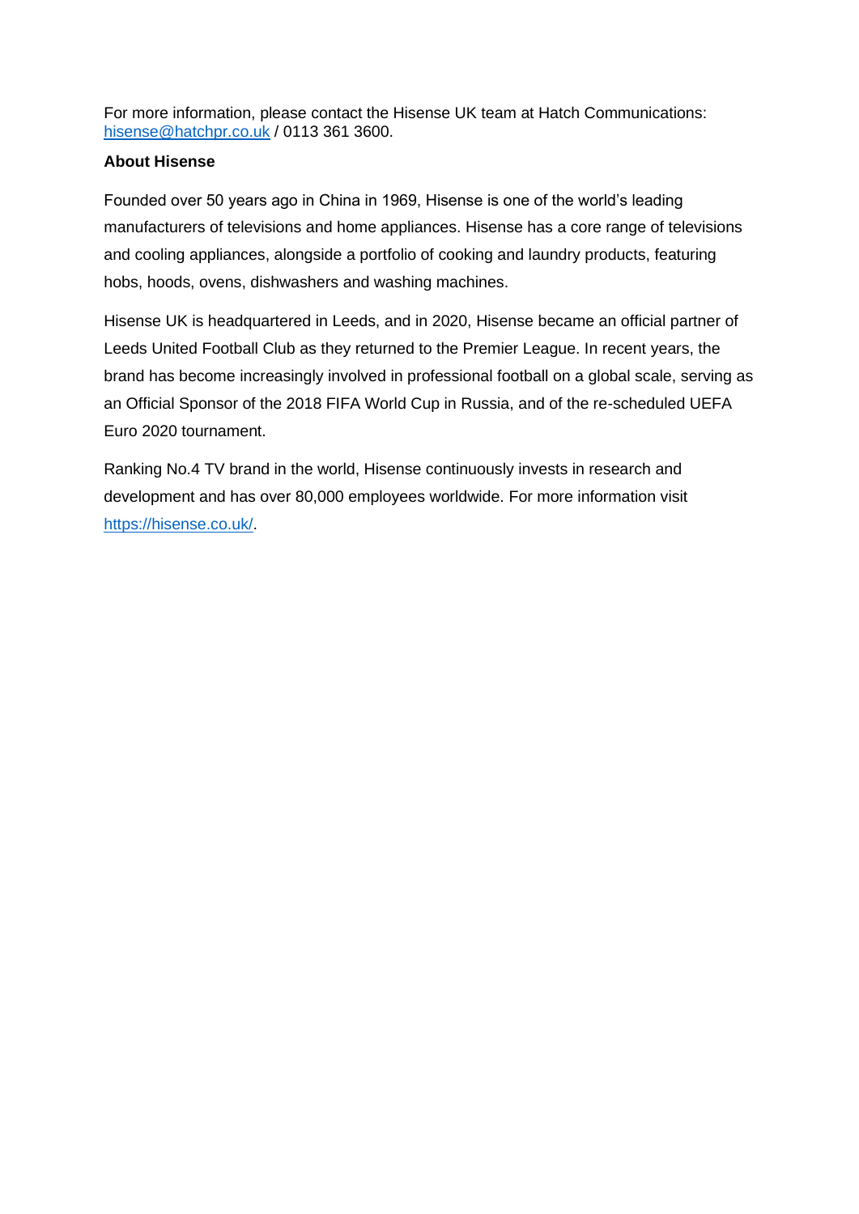For more information, please contact the Hisense UK team at Hatch Communications: [hisense@hatchpr.co.uk](mailto:hisense@hatchpr.co.uk) / 0113 361 3600.

**About Hisense**

Founded over 50 years ago in China in 1969, Hisense is one of the world's leading manufacturers of televisions and home appliances. Hisense has a core range of televisions and cooling appliances, alongside a portfolio of cooking and laundry products, featuring hobs, hoods, ovens, dishwashers and washing machines.

Hisense UK is headquartered in Leeds, and in 2020, Hisense became an official partner of Leeds United Football Club as they returned to the Premier League. In recent years, the brand has become increasingly involved in professional football on a global scale, serving as an Official Sponsor of the 2018 FIFA World Cup in Russia, and of the re-scheduled UEFA Euro 2020 tournament.

Ranking No.4 TV brand in the world, Hisense continuously invests in research and development and has over 80,000 employees worldwide. For more information visit [https://hisense.co.uk/](https://hisense.co.uk/).